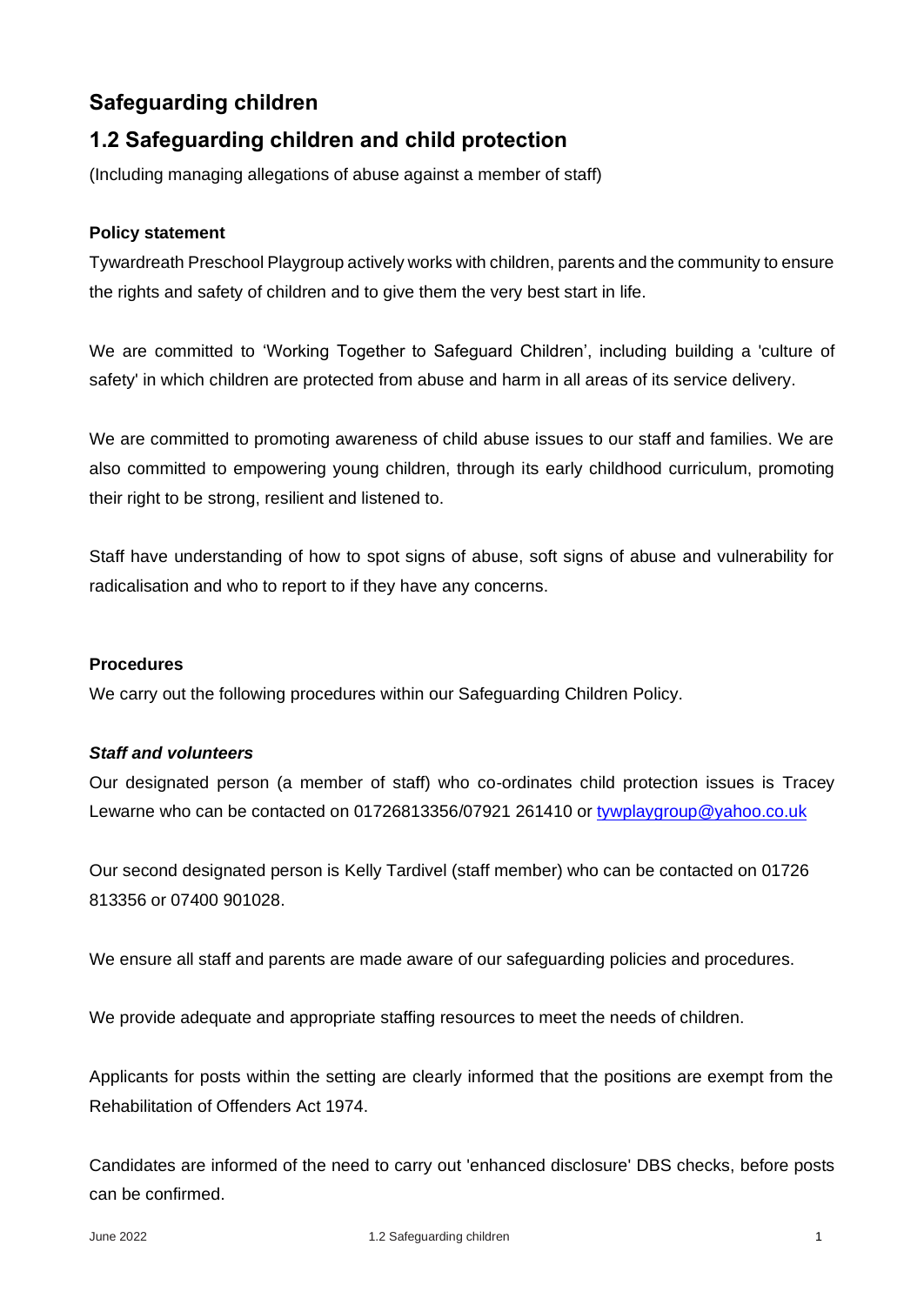## Safeguarding children

## 1.2 Safeguarding children and child protection

(Including managing allegations of abuse against a member of staff)

**Policy statement**

Tywardreath Preschool Playgroup actively works with children, parents and the community to ensure the rights and safety of children and to give them the very best start in life.

We are committed to 'Working Together to Safeguard Children', including building a 'culture of safety' in which children are protected from abuse and harm in all areas of its service delivery.

We are committed to promoting awareness of child abuse issues to our staff and families. We are also committed to empowering young children, through its early childhood curriculum, promoting their right to be strong, resilient and listened to.

Staff have understanding of how to spot signs of abuse, soft signs of abuse and vulnerability for radicalisation and who to report to if they have any concerns.

**Procedures**

We carry out the following procedures within our Safeguarding Children Policy.

***Staff and volunteers***

Our designated person (a member of staff) who co-ordinates child protection issues is Tracey Lewarne who can be contacted on 01726813356/07921 261410 or tywplaygroup@yahoo.co.uk

Our second designated person is Kelly Tardivel (staff member) who can be contacted on 01726 813356 or 07400 901028.

We ensure all staff and parents are made aware of our safeguarding policies and procedures.

We provide adequate and appropriate staffing resources to meet the needs of children.

Applicants for posts within the setting are clearly informed that the positions are exempt from the Rehabilitation of Offenders Act 1974.

Candidates are informed of the need to carry out 'enhanced disclosure' DBS checks, before posts can be confirmed.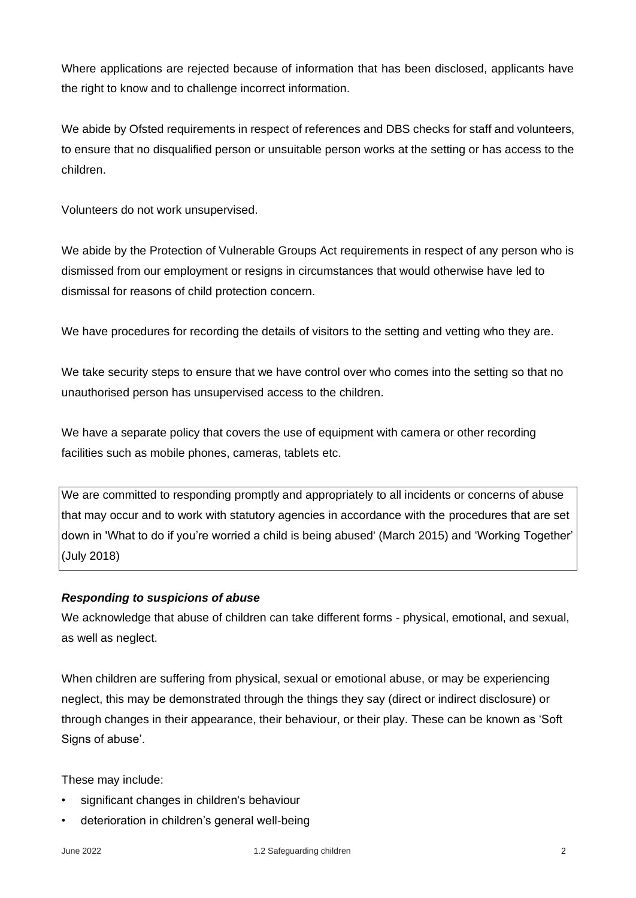Where applications are rejected because of information that has been disclosed, applicants have the right to know and to challenge incorrect information.

We abide by Ofsted requirements in respect of references and DBS checks for staff and volunteers, to ensure that no disqualified person or unsuitable person works at the setting or has access to the children.

Volunteers do not work unsupervised.

We abide by the Protection of Vulnerable Groups Act requirements in respect of any person who is dismissed from our employment or resigns in circumstances that would otherwise have led to dismissal for reasons of child protection concern.

We have procedures for recording the details of visitors to the setting and vetting who they are.

We take security steps to ensure that we have control over who comes into the setting so that no unauthorised person has unsupervised access to the children.

We have a separate policy that covers the use of equipment with camera or other recording facilities such as mobile phones, cameras, tablets etc.

We are committed to responding promptly and appropriately to all incidents or concerns of abuse that may occur and to work with statutory agencies in accordance with the procedures that are set down in 'What to do if you're worried a child is being abused' (March 2015) and 'Working Together' (July 2018)

### ***Responding to suspicions of abuse***

We acknowledge that abuse of children can take different forms - physical, emotional, and sexual, as well as neglect.

When children are suffering from physical, sexual or emotional abuse, or may be experiencing neglect, this may be demonstrated through the things they say (direct or indirect disclosure) or through changes in their appearance, their behaviour, or their play. These can be known as 'Soft Signs of abuse'.

These may include:

- significant changes in children's behaviour
- deterioration in children's general well-being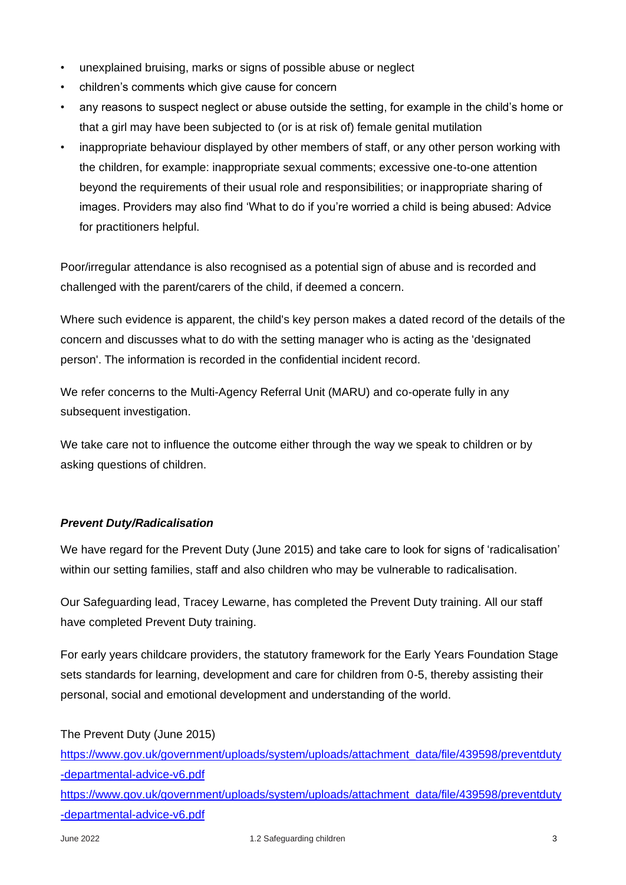- unexplained bruising, marks or signs of possible abuse or neglect
- children's comments which give cause for concern
- any reasons to suspect neglect or abuse outside the setting, for example in the child's home or that a girl may have been subjected to (or is at risk of) female genital mutilation
- inappropriate behaviour displayed by other members of staff, or any other person working with the children, for example: inappropriate sexual comments; excessive one-to-one attention beyond the requirements of their usual role and responsibilities; or inappropriate sharing of images. Providers may also find 'What to do if you're worried a child is being abused: Advice for practitioners helpful.

Poor/irregular attendance is also recognised as a potential sign of abuse and is recorded and challenged with the parent/carers of the child, if deemed a concern.

Where such evidence is apparent, the child's key person makes a dated record of the details of the concern and discusses what to do with the setting manager who is acting as the 'designated person'. The information is recorded in the confidential incident record.

We refer concerns to the Multi-Agency Referral Unit (MARU) and co-operate fully in any subsequent investigation.

We take care not to influence the outcome either through the way we speak to children or by asking questions of children.

***Prevent Duty/Radicalisation***

We have regard for the Prevent Duty (June 2015) and take care to look for signs of 'radicalisation' within our setting families, staff and also children who may be vulnerable to radicalisation.

Our Safeguarding lead, Tracey Lewarne, has completed the Prevent Duty training. All our staff have completed Prevent Duty training.

For early years childcare providers, the statutory framework for the Early Years Foundation Stage sets standards for learning, development and care for children from 0-5, thereby assisting their personal, social and emotional development and understanding of the world.

The Prevent Duty (June 2015)
https://www.gov.uk/government/uploads/system/uploads/attachment_data/file/439598/preventduty-departmental-advice-v6.pdf
https://www.gov.uk/government/uploads/system/uploads/attachment_data/file/439598/preventduty-departmental-advice-v6.pdf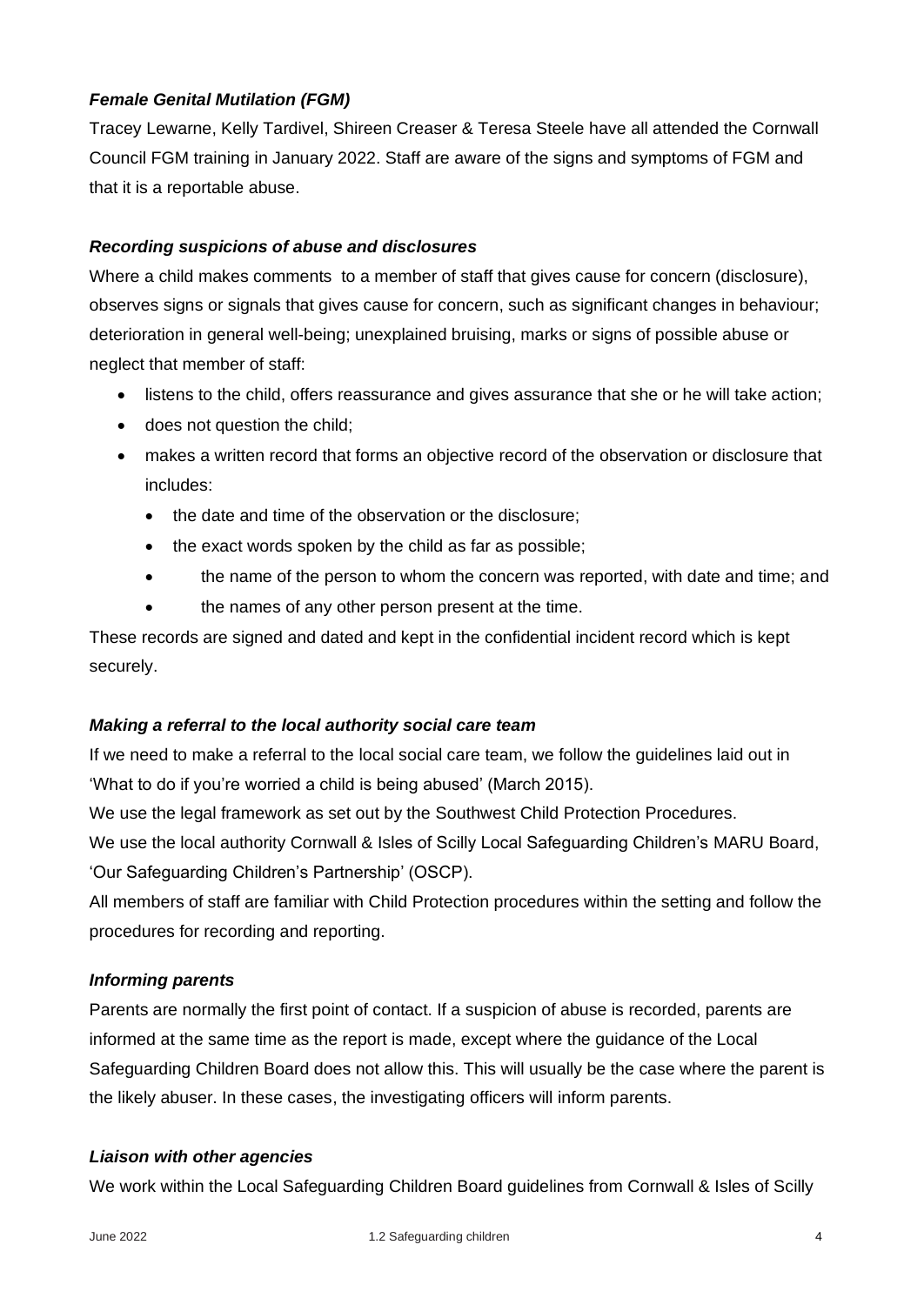### *Female Genital Mutilation (FGM)*

Tracey Lewarne, Kelly Tardivel, Shireen Creaser & Teresa Steele have all attended the Cornwall Council FGM training in January 2022. Staff are aware of the signs and symptoms of FGM and that it is a reportable abuse.

### *Recording suspicions of abuse and disclosures*

Where a child makes comments to a member of staff that gives cause for concern (disclosure), observes signs or signals that gives cause for concern, such as significant changes in behaviour; deterioration in general well-being; unexplained bruising, marks or signs of possible abuse or neglect that member of staff:

- listens to the child, offers reassurance and gives assurance that she or he will take action;
- does not question the child;
- makes a written record that forms an objective record of the observation or disclosure that includes:
  - the date and time of the observation or the disclosure;
  - the exact words spoken by the child as far as possible;
  - the name of the person to whom the concern was reported, with date and time; and
  - the names of any other person present at the time.

These records are signed and dated and kept in the confidential incident record which is kept securely.

### *Making a referral to the local authority social care team*

If we need to make a referral to the local social care team, we follow the guidelines laid out in 'What to do if you're worried a child is being abused' (March 2015).

We use the legal framework as set out by the Southwest Child Protection Procedures.

We use the local authority Cornwall & Isles of Scilly Local Safeguarding Children's MARU Board, 'Our Safeguarding Children's Partnership' (OSCP).

All members of staff are familiar with Child Protection procedures within the setting and follow the procedures for recording and reporting.

### *Informing parents*

Parents are normally the first point of contact. If a suspicion of abuse is recorded, parents are informed at the same time as the report is made, except where the guidance of the Local Safeguarding Children Board does not allow this. This will usually be the case where the parent is the likely abuser. In these cases, the investigating officers will inform parents.

### *Liaison with other agencies*

We work within the Local Safeguarding Children Board guidelines from Cornwall & Isles of Scilly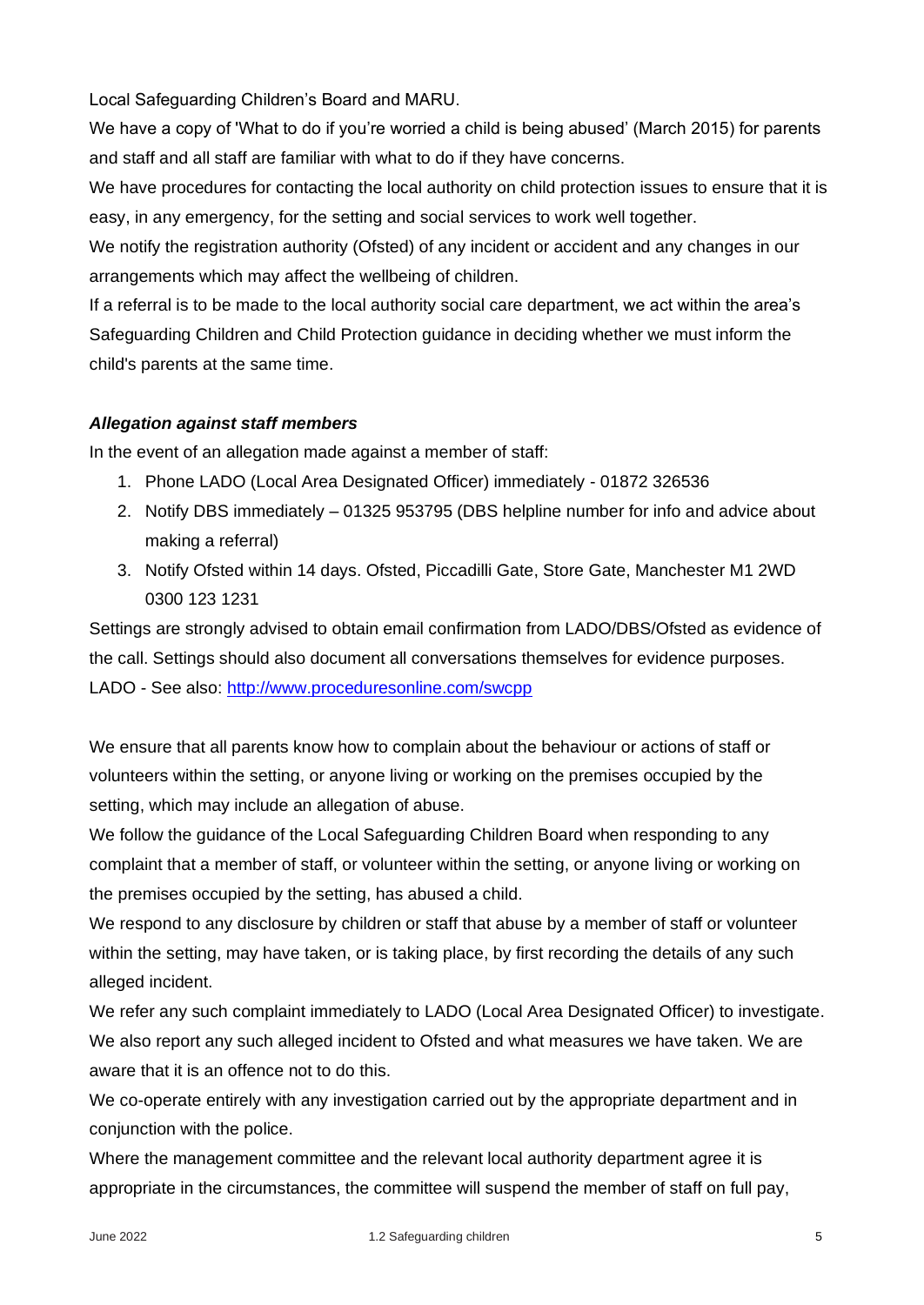Local Safeguarding Children's Board and MARU.

We have a copy of 'What to do if you're worried a child is being abused' (March 2015) for parents and staff and all staff are familiar with what to do if they have concerns.

We have procedures for contacting the local authority on child protection issues to ensure that it is easy, in any emergency, for the setting and social services to work well together.

We notify the registration authority (Ofsted) of any incident or accident and any changes in our arrangements which may affect the wellbeing of children.

If a referral is to be made to the local authority social care department, we act within the area's Safeguarding Children and Child Protection guidance in deciding whether we must inform the child's parents at the same time.

***Allegation against staff members***

In the event of an allegation made against a member of staff:

1. Phone LADO (Local Area Designated Officer) immediately - 01872 326536
2. Notify DBS immediately – 01325 953795 (DBS helpline number for info and advice about making a referral)
3. Notify Ofsted within 14 days. Ofsted, Piccadilli Gate, Store Gate, Manchester M1 2WD 0300 123 1231

Settings are strongly advised to obtain email confirmation from LADO/DBS/Ofsted as evidence of the call. Settings should also document all conversations themselves for evidence purposes.

LADO - See also: [http://www.proceduresonline.com/swcpp](http://www.proceduresonline.com/swcpp)

We ensure that all parents know how to complain about the behaviour or actions of staff or volunteers within the setting, or anyone living or working on the premises occupied by the setting, which may include an allegation of abuse.

We follow the guidance of the Local Safeguarding Children Board when responding to any complaint that a member of staff, or volunteer within the setting, or anyone living or working on the premises occupied by the setting, has abused a child.

We respond to any disclosure by children or staff that abuse by a member of staff or volunteer within the setting, may have taken, or is taking place, by first recording the details of any such alleged incident.

We refer any such complaint immediately to LADO (Local Area Designated Officer) to investigate. We also report any such alleged incident to Ofsted and what measures we have taken. We are aware that it is an offence not to do this.

We co-operate entirely with any investigation carried out by the appropriate department and in conjunction with the police.

Where the management committee and the relevant local authority department agree it is appropriate in the circumstances, the committee will suspend the member of staff on full pay,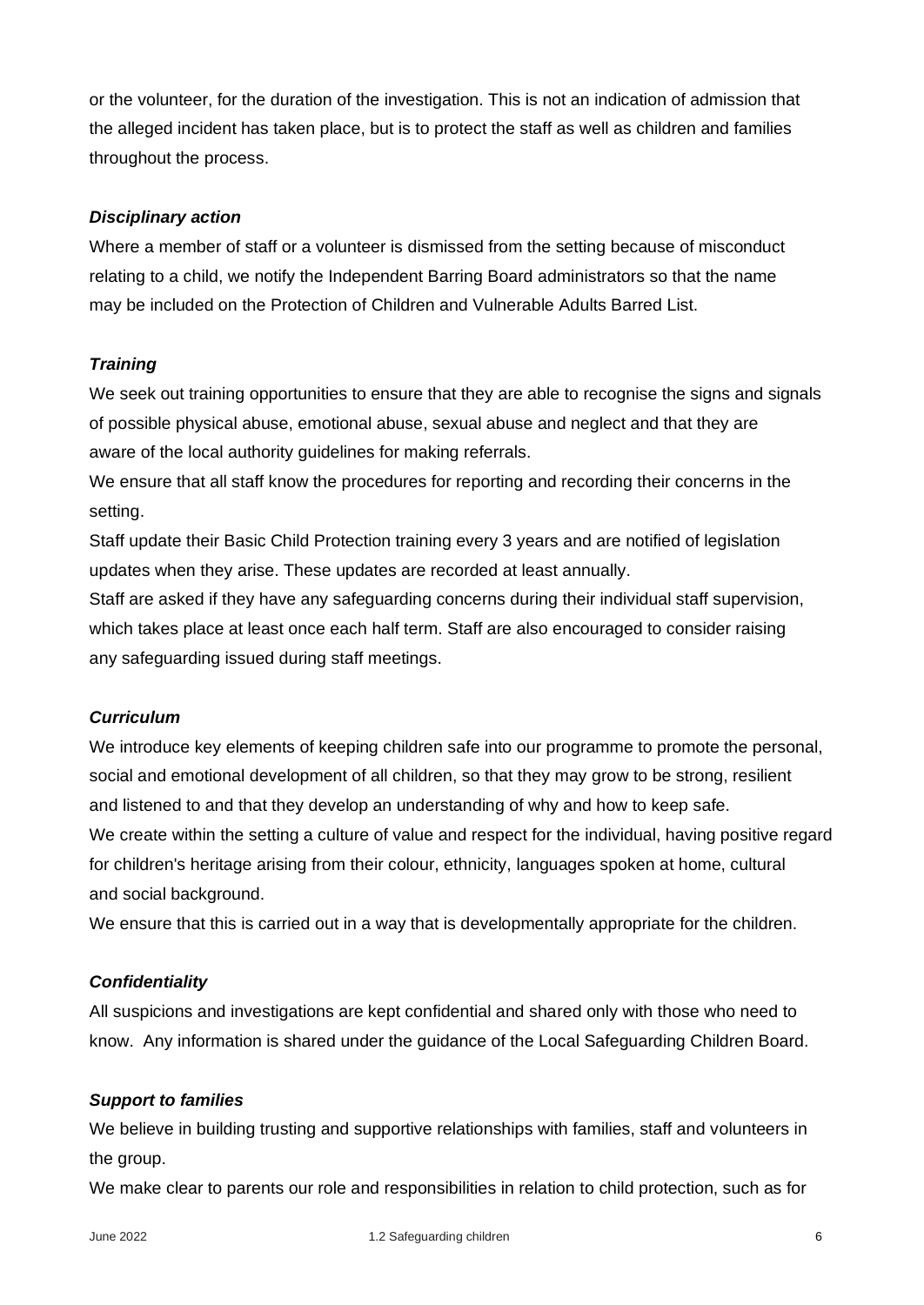or the volunteer, for the duration of the investigation. This is not an indication of admission that the alleged incident has taken place, but is to protect the staff as well as children and families throughout the process.

***Disciplinary action***

Where a member of staff or a volunteer is dismissed from the setting because of misconduct relating to a child, we notify the Independent Barring Board administrators so that the name may be included on the Protection of Children and Vulnerable Adults Barred List.

***Training***

We seek out training opportunities to ensure that they are able to recognise the signs and signals of possible physical abuse, emotional abuse, sexual abuse and neglect and that they are aware of the local authority guidelines for making referrals.

We ensure that all staff know the procedures for reporting and recording their concerns in the setting.

Staff update their Basic Child Protection training every 3 years and are notified of legislation updates when they arise. These updates are recorded at least annually.

Staff are asked if they have any safeguarding concerns during their individual staff supervision, which takes place at least once each half term. Staff are also encouraged to consider raising any safeguarding issued during staff meetings.

***Curriculum***

We introduce key elements of keeping children safe into our programme to promote the personal, social and emotional development of all children, so that they may grow to be strong, resilient and listened to and that they develop an understanding of why and how to keep safe.

We create within the setting a culture of value and respect for the individual, having positive regard for children's heritage arising from their colour, ethnicity, languages spoken at home, cultural and social background.

We ensure that this is carried out in a way that is developmentally appropriate for the children.

***Confidentiality***

All suspicions and investigations are kept confidential and shared only with those who need to know. Any information is shared under the guidance of the Local Safeguarding Children Board.

***Support to families***

We believe in building trusting and supportive relationships with families, staff and volunteers in the group.

We make clear to parents our role and responsibilities in relation to child protection, such as for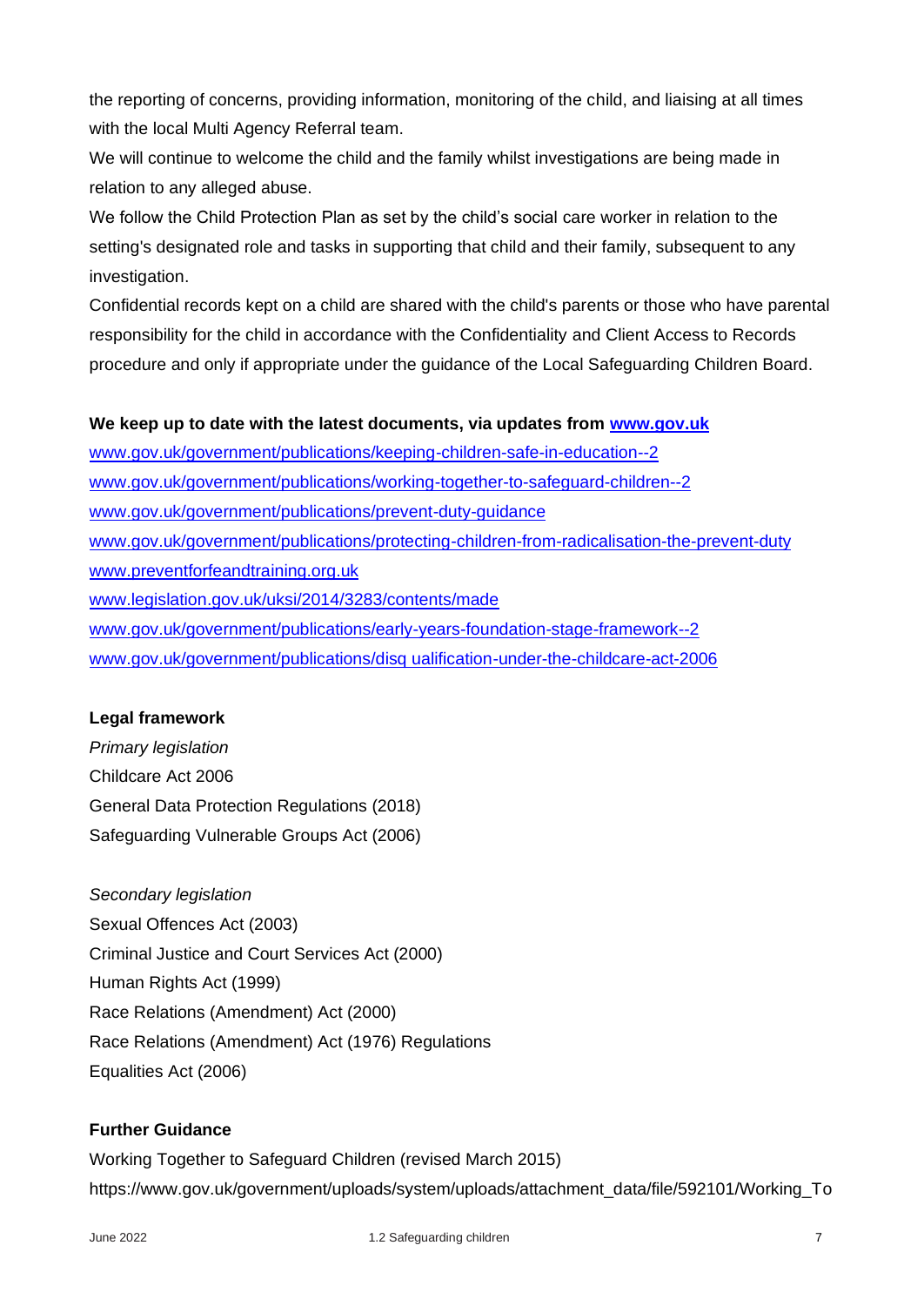the reporting of concerns, providing information, monitoring of the child, and liaising at all times with the local Multi Agency Referral team.

We will continue to welcome the child and the family whilst investigations are being made in relation to any alleged abuse.

We follow the Child Protection Plan as set by the child's social care worker in relation to the setting's designated role and tasks in supporting that child and their family, subsequent to any investigation.

Confidential records kept on a child are shared with the child's parents or those who have parental responsibility for the child in accordance with the Confidentiality and Client Access to Records procedure and only if appropriate under the guidance of the Local Safeguarding Children Board.

**We keep up to date with the latest documents, via updates from www.gov.uk**

www.gov.uk/government/publications/keeping-children-safe-in-education--2
www.gov.uk/government/publications/working-together-to-safeguard-children--2
www.gov.uk/government/publications/prevent-duty-guidance
www.gov.uk/government/publications/protecting-children-from-radicalisation-the-prevent-duty
www.preventforfeandtraining.org.uk
www.legislation.gov.uk/uksi/2014/3283/contents/made
www.gov.uk/government/publications/early-years-foundation-stage-framework--2
www.gov.uk/government/publications/disq ualification-under-the-childcare-act-2006

**Legal framework**

*Primary legislation*

Childcare Act 2006
General Data Protection Regulations (2018)
Safeguarding Vulnerable Groups Act (2006)

*Secondary legislation*

Sexual Offences Act (2003)
Criminal Justice and Court Services Act (2000)
Human Rights Act (1999)
Race Relations (Amendment) Act (2000)
Race Relations (Amendment) Act (1976) Regulations
Equalities Act (2006)

**Further Guidance**

Working Together to Safeguard Children (revised March 2015)
https://www.gov.uk/government/uploads/system/uploads/attachment_data/file/592101/Working_To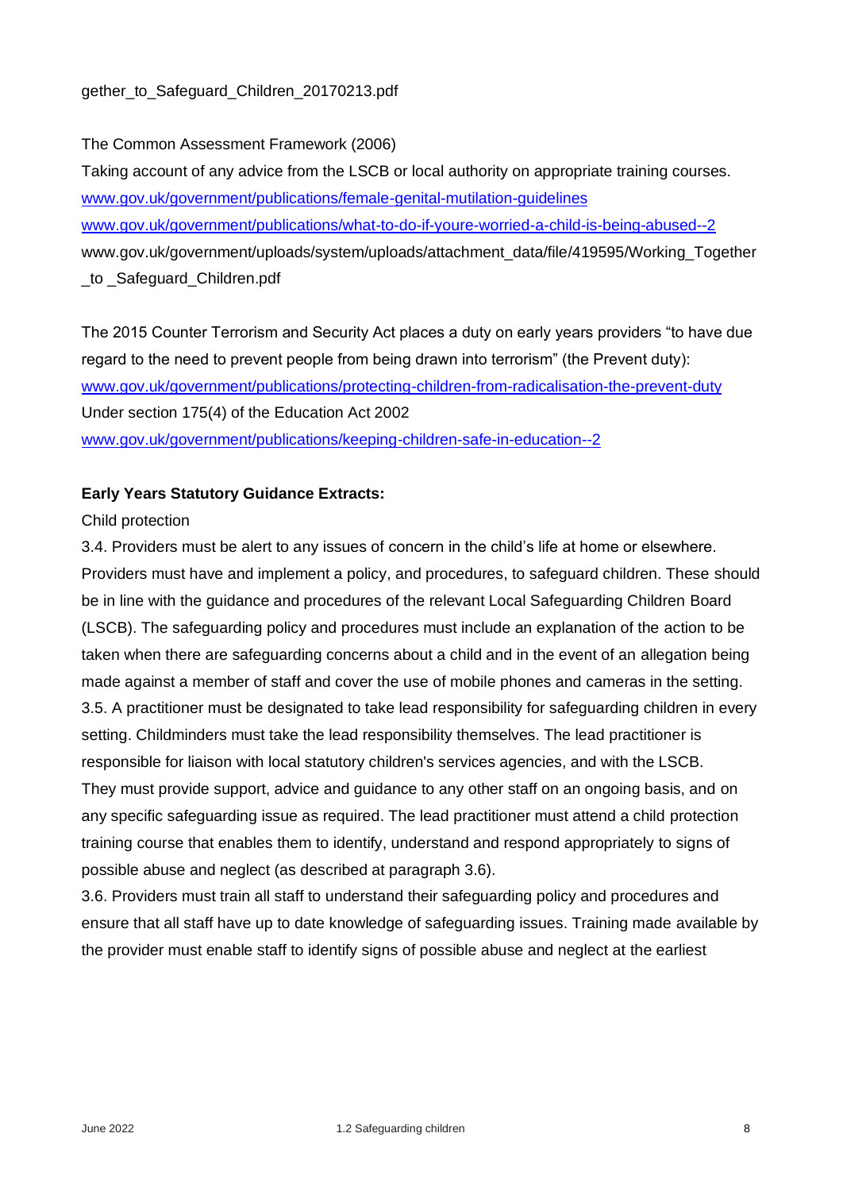gether_to_Safeguard_Children_20170213.pdf

The Common Assessment Framework (2006)

Taking account of any advice from the LSCB or local authority on appropriate training courses.

[www.gov.uk/government/publications/female-genital-mutilation-guidelines](http://www.gov.uk/government/publications/female-genital-mutilation-guidelines)

[www.gov.uk/government/publications/what-to-do-if-youre-worried-a-child-is-being-abused--2](http://www.gov.uk/government/publications/what-to-do-if-youre-worried-a-child-is-being-abused--2)

www.gov.uk/government/uploads/system/uploads/attachment_data/file/419595/Working_Together _to _Safeguard_Children.pdf

The 2015 Counter Terrorism and Security Act places a duty on early years providers "to have due regard to the need to prevent people from being drawn into terrorism" (the Prevent duty): [www.gov.uk/government/publications/protecting-children-from-radicalisation-the-prevent-duty](http://www.gov.uk/government/publications/protecting-children-from-radicalisation-the-prevent-duty)

Under section 175(4) of the Education Act 2002

[www.gov.uk/government/publications/keeping-children-safe-in-education--2](http://www.gov.uk/government/publications/keeping-children-safe-in-education--2)

**Early Years Statutory Guidance Extracts:**

Child protection

3.4. Providers must be alert to any issues of concern in the child's life at home or elsewhere. Providers must have and implement a policy, and procedures, to safeguard children. These should be in line with the guidance and procedures of the relevant Local Safeguarding Children Board (LSCB). The safeguarding policy and procedures must include an explanation of the action to be taken when there are safeguarding concerns about a child and in the event of an allegation being made against a member of staff and cover the use of mobile phones and cameras in the setting.

3.5. A practitioner must be designated to take lead responsibility for safeguarding children in every setting. Childminders must take the lead responsibility themselves. The lead practitioner is responsible for liaison with local statutory children's services agencies, and with the LSCB. They must provide support, advice and guidance to any other staff on an ongoing basis, and on any specific safeguarding issue as required. The lead practitioner must attend a child protection training course that enables them to identify, understand and respond appropriately to signs of possible abuse and neglect (as described at paragraph 3.6).

3.6. Providers must train all staff to understand their safeguarding policy and procedures and ensure that all staff have up to date knowledge of safeguarding issues. Training made available by the provider must enable staff to identify signs of possible abuse and neglect at the earliest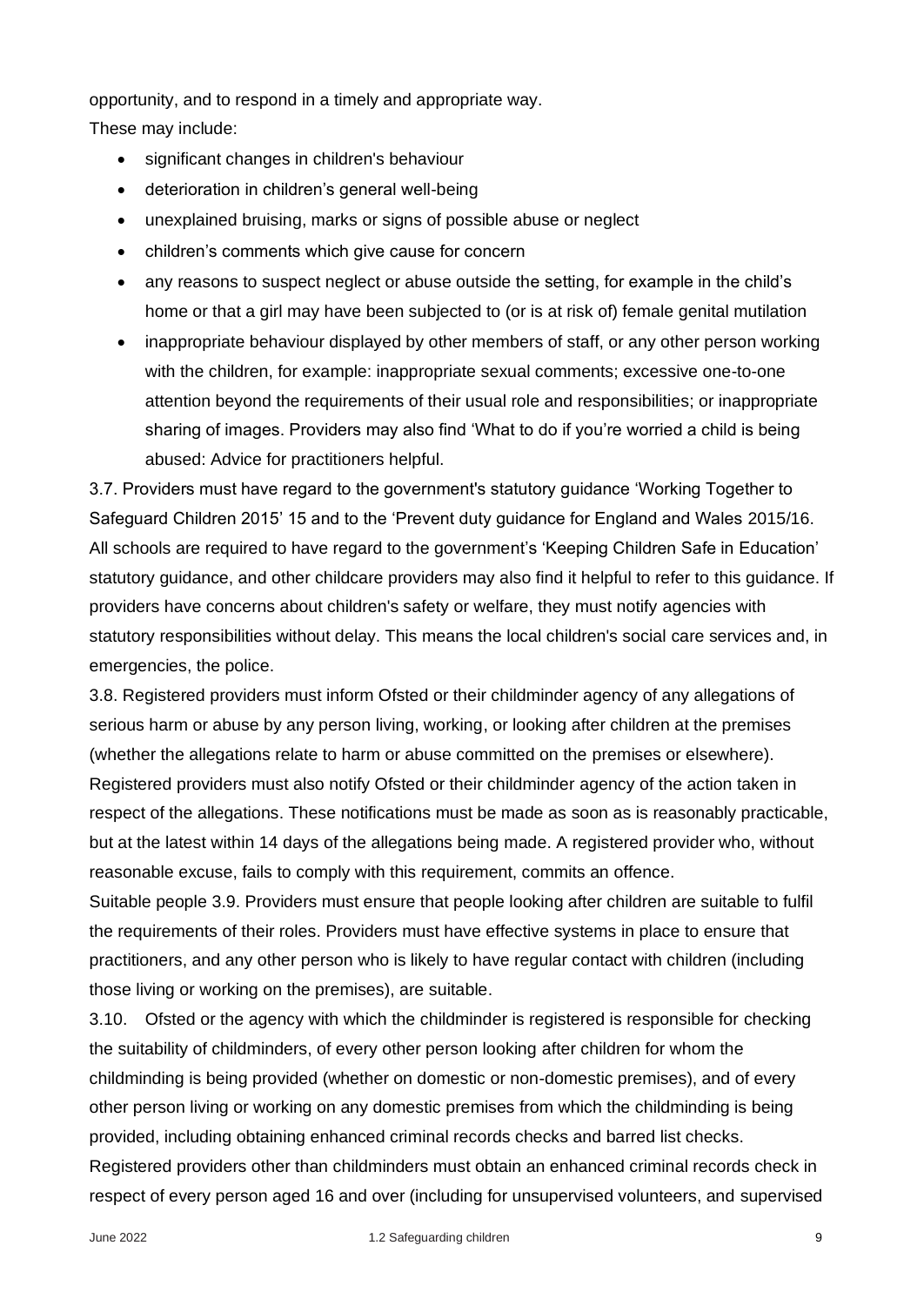opportunity, and to respond in a timely and appropriate way.

These may include:

- significant changes in children's behaviour
- deterioration in children's general well-being
- unexplained bruising, marks or signs of possible abuse or neglect
- children's comments which give cause for concern
- any reasons to suspect neglect or abuse outside the setting, for example in the child's home or that a girl may have been subjected to (or is at risk of) female genital mutilation
- inappropriate behaviour displayed by other members of staff, or any other person working with the children, for example: inappropriate sexual comments; excessive one-to-one attention beyond the requirements of their usual role and responsibilities; or inappropriate sharing of images. Providers may also find 'What to do if you're worried a child is being abused: Advice for practitioners helpful.

3.7. Providers must have regard to the government's statutory guidance 'Working Together to Safeguard Children 2015' 15 and to the 'Prevent duty guidance for England and Wales 2015/16. All schools are required to have regard to the government's 'Keeping Children Safe in Education' statutory guidance, and other childcare providers may also find it helpful to refer to this guidance. If providers have concerns about children's safety or welfare, they must notify agencies with statutory responsibilities without delay. This means the local children's social care services and, in emergencies, the police.

3.8. Registered providers must inform Ofsted or their childminder agency of any allegations of serious harm or abuse by any person living, working, or looking after children at the premises (whether the allegations relate to harm or abuse committed on the premises or elsewhere). Registered providers must also notify Ofsted or their childminder agency of the action taken in respect of the allegations. These notifications must be made as soon as is reasonably practicable, but at the latest within 14 days of the allegations being made. A registered provider who, without reasonable excuse, fails to comply with this requirement, commits an offence.

Suitable people 3.9. Providers must ensure that people looking after children are suitable to fulfil the requirements of their roles. Providers must have effective systems in place to ensure that practitioners, and any other person who is likely to have regular contact with children (including those living or working on the premises), are suitable.

3.10. Ofsted or the agency with which the childminder is registered is responsible for checking the suitability of childminders, of every other person looking after children for whom the childminding is being provided (whether on domestic or non-domestic premises), and of every other person living or working on any domestic premises from which the childminding is being provided, including obtaining enhanced criminal records checks and barred list checks. Registered providers other than childminders must obtain an enhanced criminal records check in respect of every person aged 16 and over (including for unsupervised volunteers, and supervised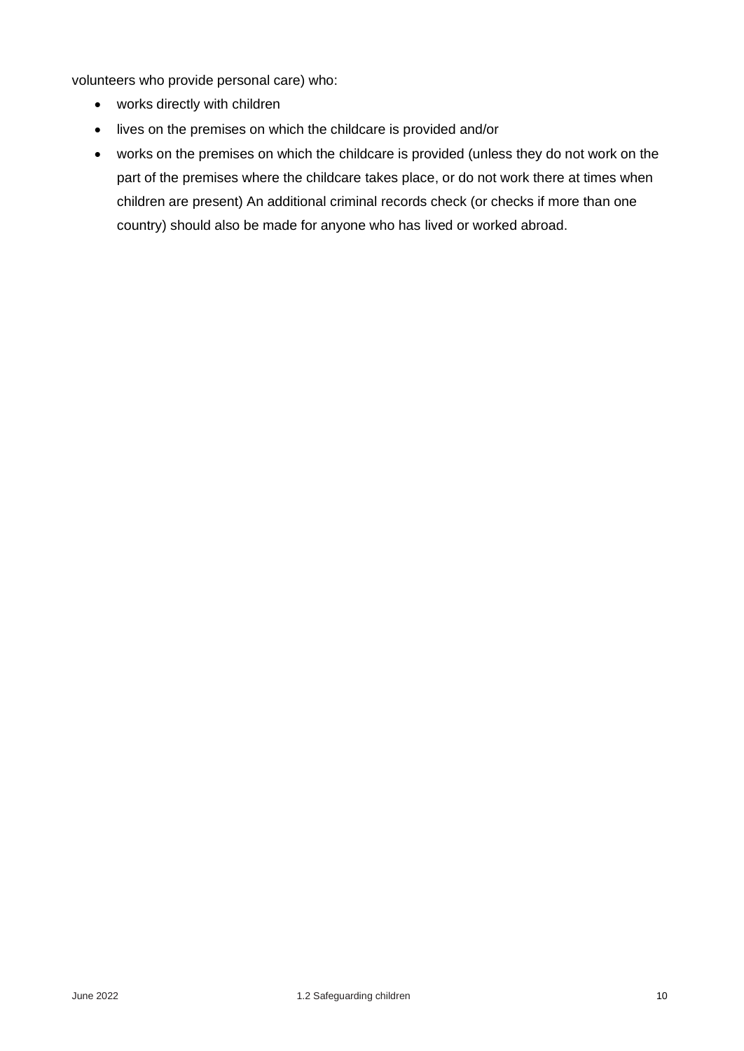volunteers who provide personal care) who:

- works directly with children
- lives on the premises on which the childcare is provided and/or
- works on the premises on which the childcare is provided (unless they do not work on the part of the premises where the childcare takes place, or do not work there at times when children are present) An additional criminal records check (or checks if more than one country) should also be made for anyone who has lived or worked abroad.